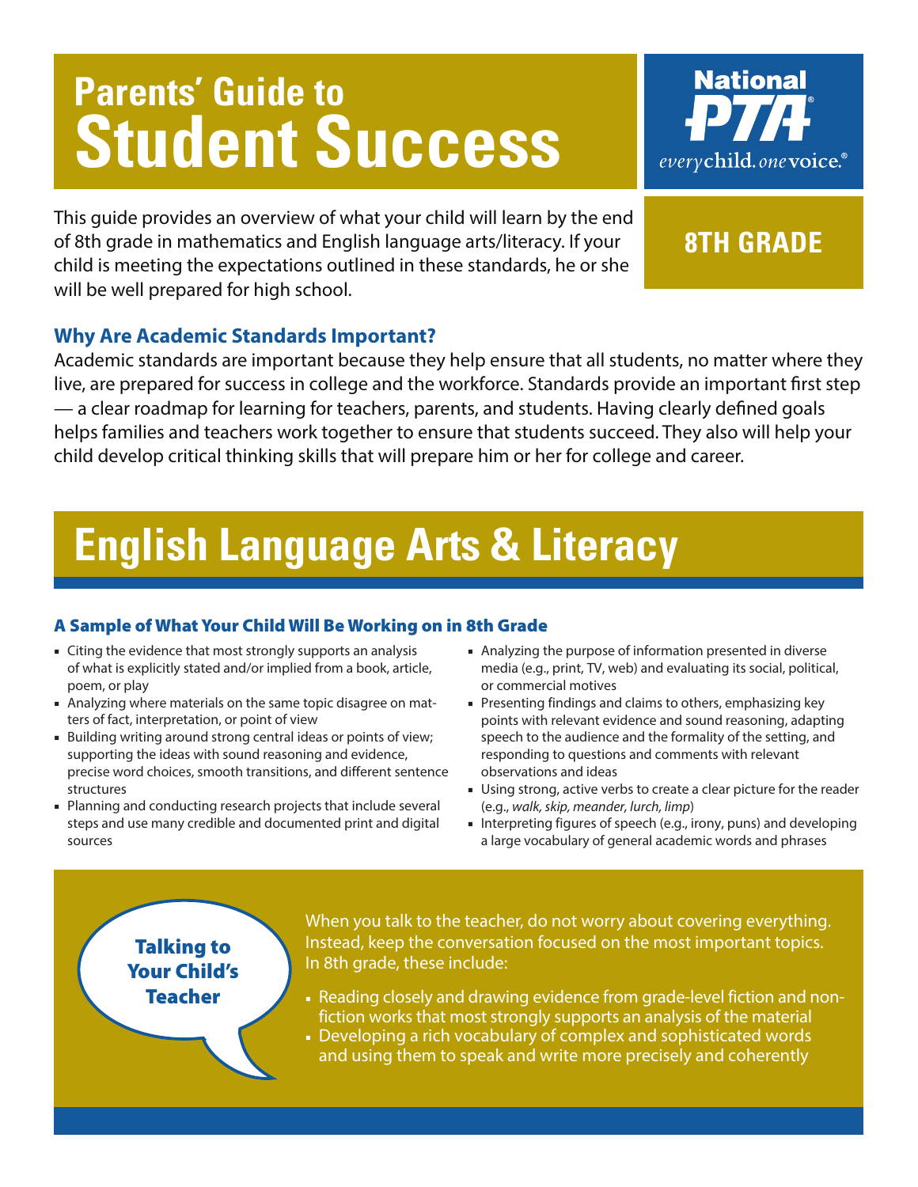# Parents' Guide to Student Success

National PTA
every child. one voice.®

**8TH GRADE**

This guide provides an overview of what your child will learn by the end of 8th grade in mathematics and English language arts/literacy. If your child is meeting the expectations outlined in these standards, he or she will be well prepared for high school.

### Why Are Academic Standards Important?

Academic standards are important because they help ensure that all students, no matter where they live, are prepared for success in college and the workforce. Standards provide an important first step — a clear roadmap for learning for teachers, parents, and students. Having clearly defined goals helps families and teachers work together to ensure that students succeed. They also will help your child develop critical thinking skills that will prepare him or her for college and career.

## English Language Arts & Literacy

### A Sample of What Your Child Will Be Working on in 8th Grade

- Citing the evidence that most strongly supports an analysis of what is explicitly stated and/or implied from a book, article, poem, or play
- Analyzing where materials on the same topic disagree on matters of fact, interpretation, or point of view
- Building writing around strong central ideas or points of view; supporting the ideas with sound reasoning and evidence, precise word choices, smooth transitions, and different sentence structures
- Planning and conducting research projects that include several steps and use many credible and documented print and digital sources
- Analyzing the purpose of information presented in diverse media (e.g., print, TV, web) and evaluating its social, political, or commercial motives
- Presenting findings and claims to others, emphasizing key points with relevant evidence and sound reasoning, adapting speech to the audience and the formality of the setting, and responding to questions and comments with relevant observations and ideas
- Using strong, active verbs to create a clear picture for the reader (e.g., *walk, skip, meander, lurch, limp*)
- Interpreting figures of speech (e.g., irony, puns) and developing a large vocabulary of general academic words and phrases

### Talking to Your Child's Teacher

When you talk to the teacher, do not worry about covering everything. Instead, keep the conversation focused on the most important topics. In 8th grade, these include:

- Reading closely and drawing evidence from grade-level fiction and nonfiction works that most strongly supports an analysis of the material
- Developing a rich vocabulary of complex and sophisticated words and using them to speak and write more precisely and coherently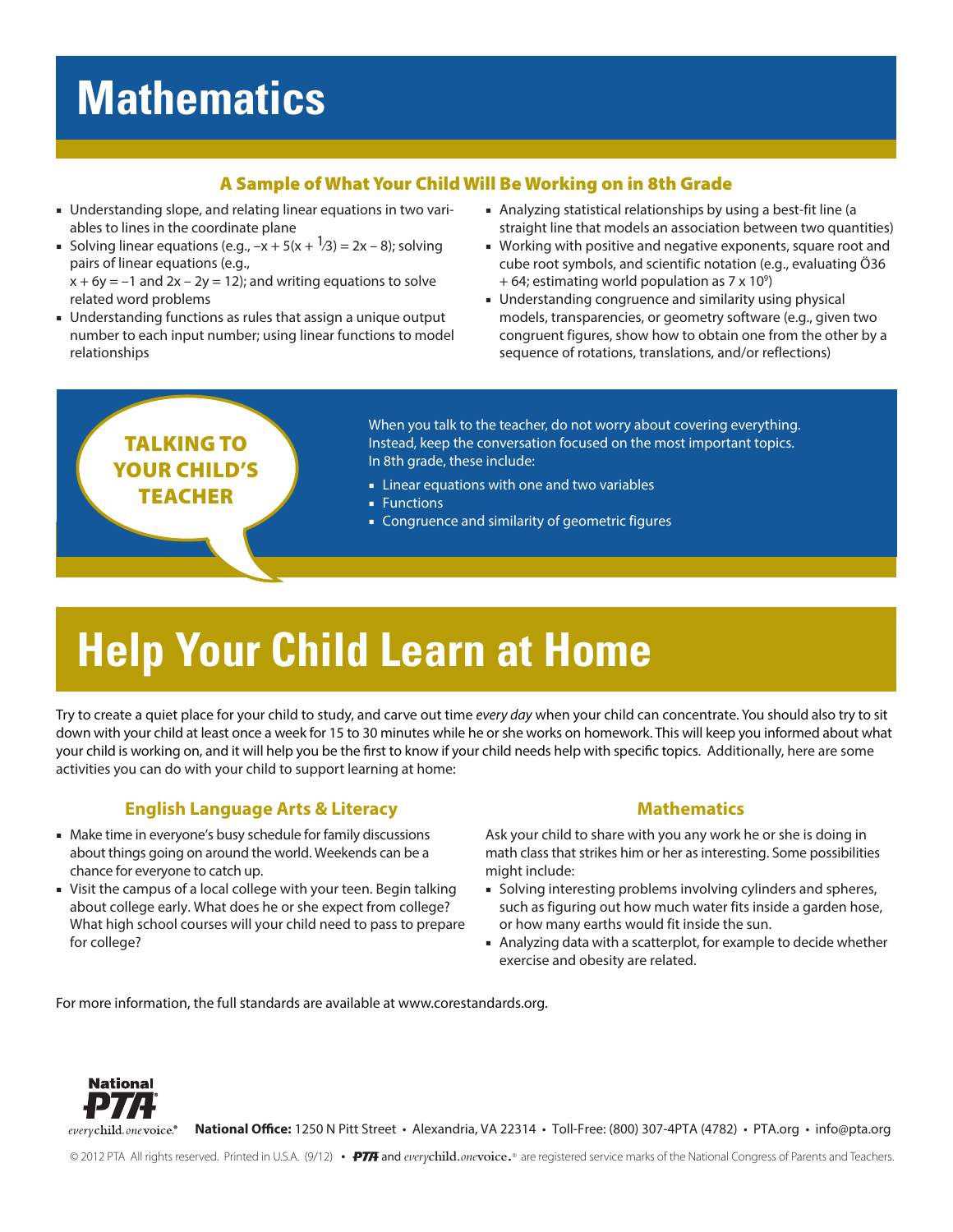# Mathematics

## A Sample of What Your Child Will Be Working on in 8th Grade

- Understanding slope, and relating linear equations in two variables to lines in the coordinate plane
- Solving linear equations (e.g., $-x + 5(x + \frac{1}{3}) = 2x - 8$); solving pairs of linear equations (e.g., $x + 6y = -1$ and $2x - 2y = 12$); and writing equations to solve related word problems
- Understanding functions as rules that assign a unique output number to each input number; using linear functions to model relationships
- Analyzing statistical relationships by using a best-fit line (a straight line that models an association between two quantities)
- Working with positive and negative exponents, square root and cube root symbols, and scientific notation (e.g., evaluating Ö36 + 64; estimating world population as $7 \times 10^9$)
- Understanding congruence and similarity using physical models, transparencies, or geometry software (e.g., given two congruent figures, show how to obtain one from the other by a sequence of rotations, translations, and/or reflections)

### TALKING TO YOUR CHILD'S TEACHER

When you talk to the teacher, do not worry about covering everything. Instead, keep the conversation focused on the most important topics. In 8th grade, these include:

- Linear equations with one and two variables
- Functions
- Congruence and similarity of geometric figures

# Help Your Child Learn at Home

Try to create a quiet place for your child to study, and carve out time *every day* when your child can concentrate. You should also try to sit down with your child at least once a week for 15 to 30 minutes while he or she works on homework. This will keep you informed about what your child is working on, and it will help you be the first to know if your child needs help with specific topics. Additionally, here are some activities you can do with your child to support learning at home:

### English Language Arts & Literacy

- Make time in everyone's busy schedule for family discussions about things going on around the world. Weekends can be a chance for everyone to catch up.
- Visit the campus of a local college with your teen. Begin talking about college early. What does he or she expect from college? What high school courses will your child need to pass to prepare for college?

### Mathematics

Ask your child to share with you any work he or she is doing in math class that strikes him or her as interesting. Some possibilities might include:

- Solving interesting problems involving cylinders and spheres, such as figuring out how much water fits inside a garden hose, or how many earths would fit inside the sun.
- Analyzing data with a scatterplot, for example to decide whether exercise and obesity are related.

For more information, the full standards are available at www.corestandards.org.

National PTA
everychild. onevoice.®

**National Office:** 1250 N Pitt Street • Alexandria, VA 22314 • Toll-Free: (800) 307-4PTA (4782) • PTA.org • info@pta.org

© 2012 PTA All rights reserved. Printed in U.S.A. (9/12) • PTA and everychild.onevoice.® are registered service marks of the National Congress of Parents and Teachers.